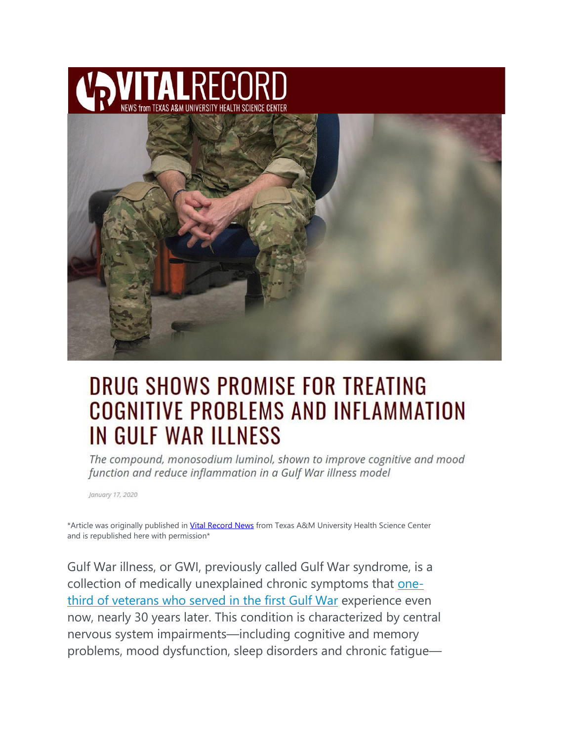VITALRECORD
NEWS from TEXAS A&M UNIVERSITY HEALTH SCIENCE CENTER

# DRUG SHOWS PROMISE FOR TREATING COGNITIVE PROBLEMS AND INFLAMMATION IN GULF WAR ILLNESS

*The compound, monosodium luminol, shown to improve cognitive and mood function and reduce inflammation in a Gulf War illness model*

January 17, 2020

*Article was originally published in Vital Record News from Texas A&M University Health Science Center and is republished here with permission*

Gulf War illness, or GWI, previously called Gulf War syndrome, is a collection of medically unexplained chronic symptoms that one-third of veterans who served in the first Gulf War experience even now, nearly 30 years later. This condition is characterized by central nervous system impairments—including cognitive and memory problems, mood dysfunction, sleep disorders and chronic fatigue—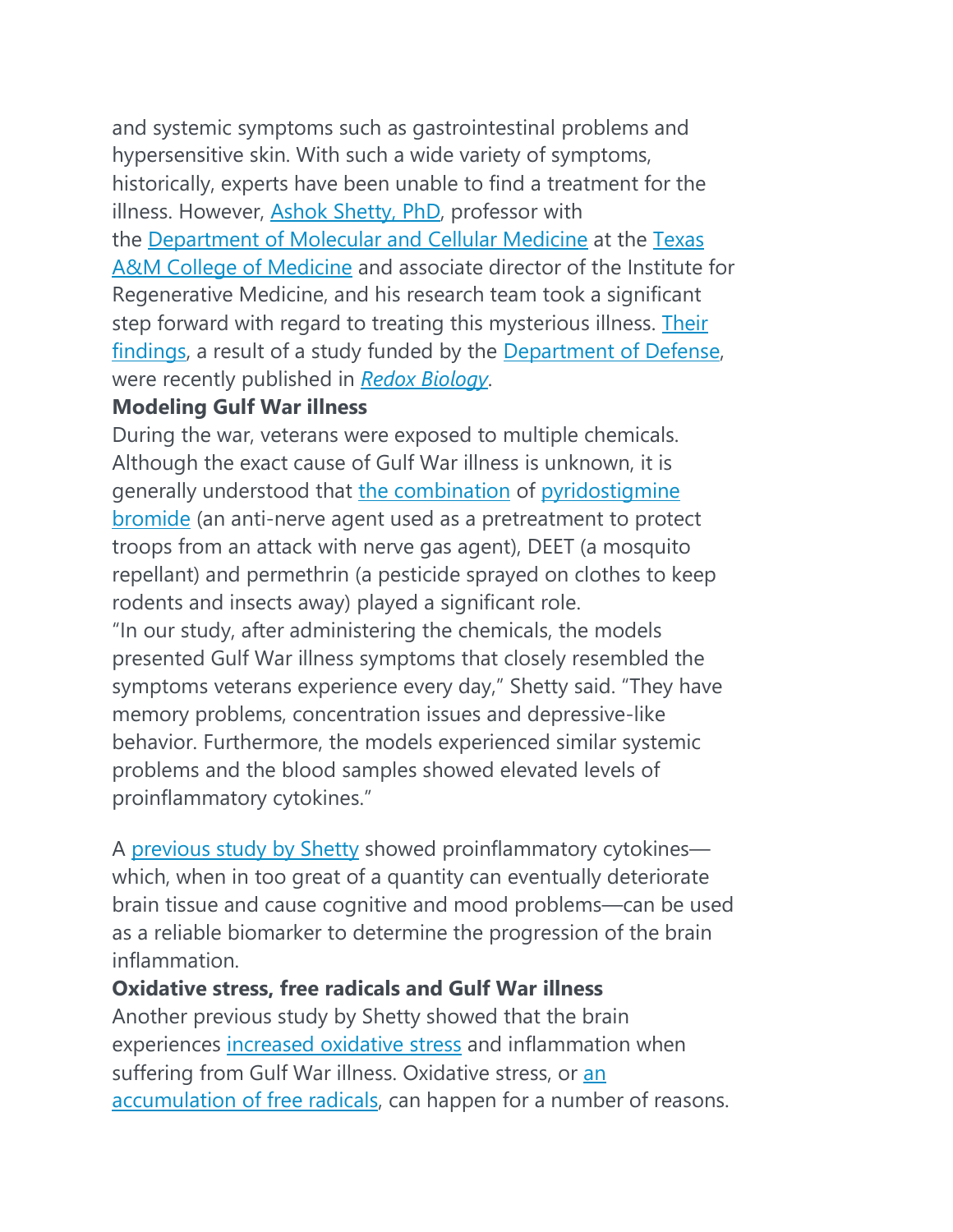and systemic symptoms such as gastrointestinal problems and hypersensitive skin. With such a wide variety of symptoms, historically, experts have been unable to find a treatment for the illness. However, Ashok Shetty, PhD, professor with the Department of Molecular and Cellular Medicine at the Texas A&M College of Medicine and associate director of the Institute for Regenerative Medicine, and his research team took a significant step forward with regard to treating this mysterious illness. Their findings, a result of a study funded by the Department of Defense, were recently published in *Redox Biology*.

**Modeling Gulf War illness**

During the war, veterans were exposed to multiple chemicals. Although the exact cause of Gulf War illness is unknown, it is generally understood that the combination of pyridostigmine bromide (an anti-nerve agent used as a pretreatment to protect troops from an attack with nerve gas agent), DEET (a mosquito repellant) and permethrin (a pesticide sprayed on clothes to keep rodents and insects away) played a significant role.

"In our study, after administering the chemicals, the models presented Gulf War illness symptoms that closely resembled the symptoms veterans experience every day," Shetty said. "They have memory problems, concentration issues and depressive-like behavior. Furthermore, the models experienced similar systemic problems and the blood samples showed elevated levels of proinflammatory cytokines."

A previous study by Shetty showed proinflammatory cytokines—which, when in too great of a quantity can eventually deteriorate brain tissue and cause cognitive and mood problems—can be used as a reliable biomarker to determine the progression of the brain inflammation.

**Oxidative stress, free radicals and Gulf War illness**

Another previous study by Shetty showed that the brain experiences increased oxidative stress and inflammation when suffering from Gulf War illness. Oxidative stress, or an accumulation of free radicals, can happen for a number of reasons.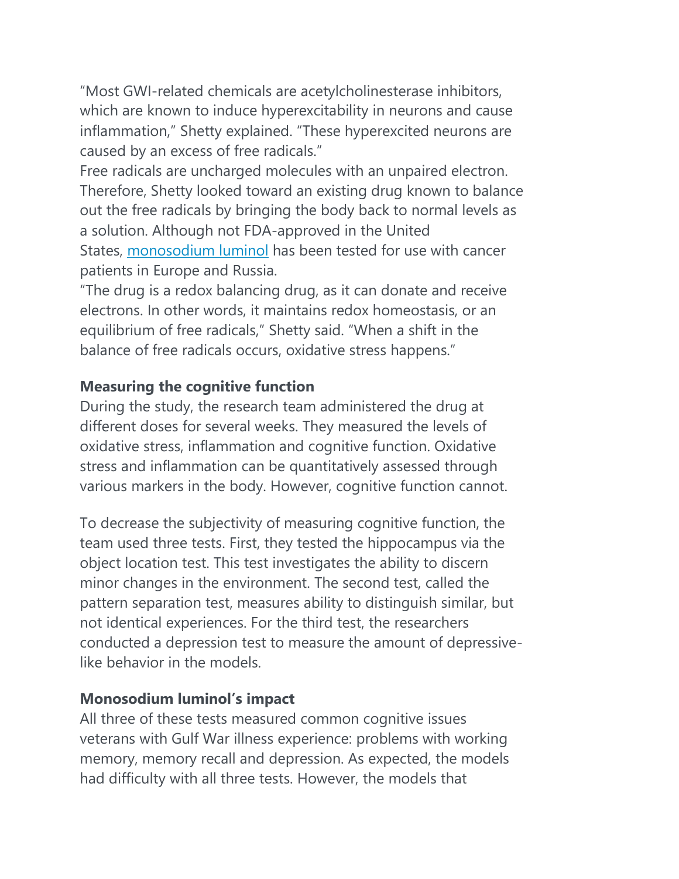"Most GWI-related chemicals are acetylcholinesterase inhibitors, which are known to induce hyperexcitability in neurons and cause inflammation," Shetty explained. "These hyperexcited neurons are caused by an excess of free radicals."

Free radicals are uncharged molecules with an unpaired electron. Therefore, Shetty looked toward an existing drug known to balance out the free radicals by bringing the body back to normal levels as a solution. Although not FDA-approved in the United States, [monosodium luminol] has been tested for use with cancer patients in Europe and Russia.

"The drug is a redox balancing drug, as it can donate and receive electrons. In other words, it maintains redox homeostasis, or an equilibrium of free radicals," Shetty said. "When a shift in the balance of free radicals occurs, oxidative stress happens."

**Measuring the cognitive function**

During the study, the research team administered the drug at different doses for several weeks. They measured the levels of oxidative stress, inflammation and cognitive function. Oxidative stress and inflammation can be quantitatively assessed through various markers in the body. However, cognitive function cannot.

To decrease the subjectivity of measuring cognitive function, the team used three tests. First, they tested the hippocampus via the object location test. This test investigates the ability to discern minor changes in the environment. The second test, called the pattern separation test, measures ability to distinguish similar, but not identical experiences. For the third test, the researchers conducted a depression test to measure the amount of depressive-like behavior in the models.

**Monosodium luminol's impact**

All three of these tests measured common cognitive issues veterans with Gulf War illness experience: problems with working memory, memory recall and depression. As expected, the models had difficulty with all three tests. However, the models that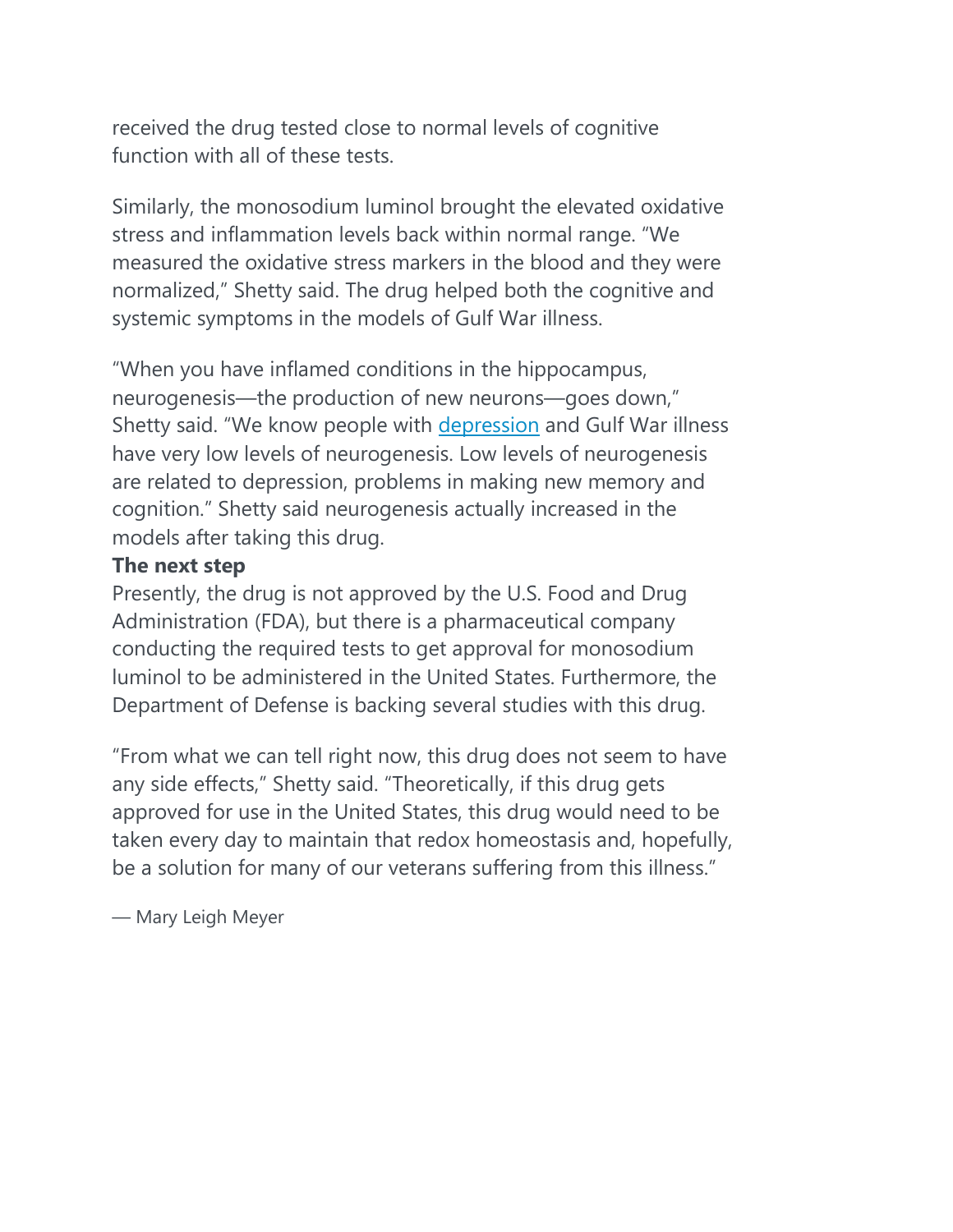received the drug tested close to normal levels of cognitive function with all of these tests.

Similarly, the monosodium luminol brought the elevated oxidative stress and inflammation levels back within normal range. “We measured the oxidative stress markers in the blood and they were normalized,” Shetty said. The drug helped both the cognitive and systemic symptoms in the models of Gulf War illness.

“When you have inflamed conditions in the hippocampus, neurogenesis—the production of new neurons—goes down,” Shetty said. “We know people with depression and Gulf War illness have very low levels of neurogenesis. Low levels of neurogenesis are related to depression, problems in making new memory and cognition.” Shetty said neurogenesis actually increased in the models after taking this drug.

**The next step**

Presently, the drug is not approved by the U.S. Food and Drug Administration (FDA), but there is a pharmaceutical company conducting the required tests to get approval for monosodium luminol to be administered in the United States. Furthermore, the Department of Defense is backing several studies with this drug.

“From what we can tell right now, this drug does not seem to have any side effects,” Shetty said. “Theoretically, if this drug gets approved for use in the United States, this drug would need to be taken every day to maintain that redox homeostasis and, hopefully, be a solution for many of our veterans suffering from this illness.”

— Mary Leigh Meyer